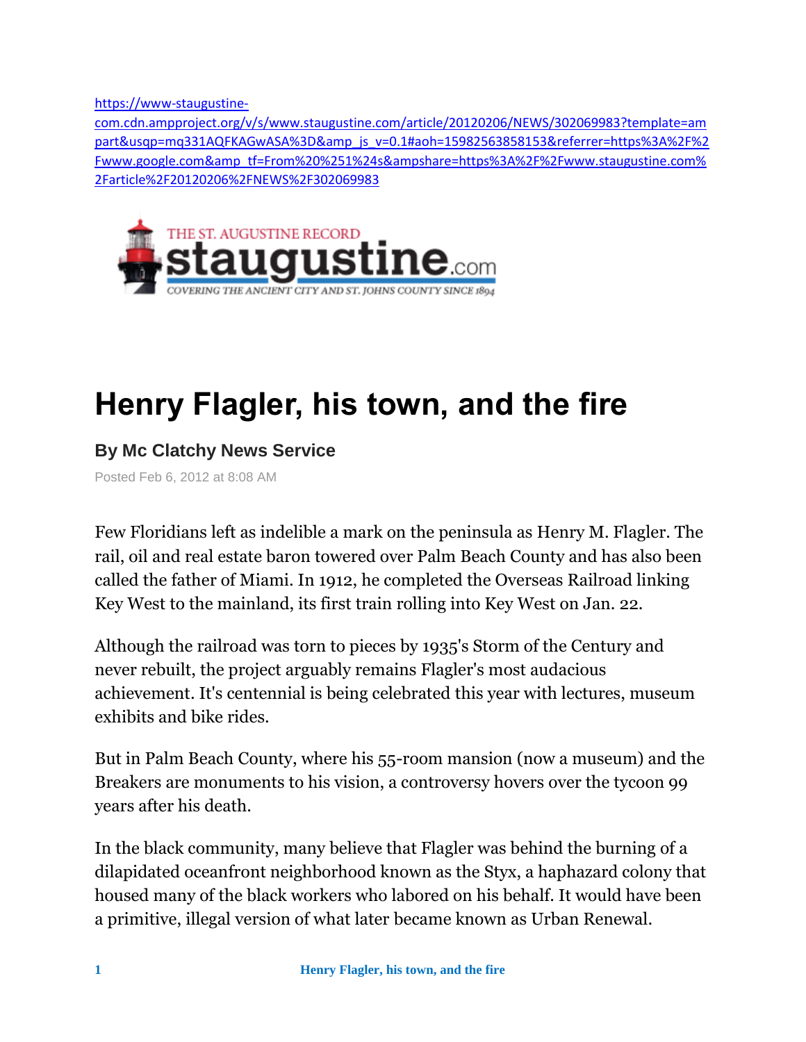https://www-staugustine-com.cdn.ampproject.org/v/s/www.staugustine.com/article/20120206/NEWS/302069983?template=ampart&usqp=mq331AQFKAGwASA%3D&amp_js_v=0.1#aoh=15982563858153&referrer=https%3A%2F%2Fwww.google.com&amp_tf=From%20%251%24s&ampshare=https%3A%2F%2Fwww.staugustine.com%2Farticle%2F20120206%2FNEWS%2F302069983

THE ST. AUGUSTINE RECORD
staugustine.com
COVERING THE ANCIENT CITY AND ST. JOHNS COUNTY SINCE 1894

# Henry Flagler, his town, and the fire

### By Mc Clatchy News Service

Posted Feb 6, 2012 at 8:08 AM

Few Floridians left as indelible a mark on the peninsula as Henry M. Flagler. The rail, oil and real estate baron towered over Palm Beach County and has also been called the father of Miami. In 1912, he completed the Overseas Railroad linking Key West to the mainland, its first train rolling into Key West on Jan. 22.

Although the railroad was torn to pieces by 1935's Storm of the Century and never rebuilt, the project arguably remains Flagler's most audacious achievement. It's centennial is being celebrated this year with lectures, museum exhibits and bike rides.

But in Palm Beach County, where his 55-room mansion (now a museum) and the Breakers are monuments to his vision, a controversy hovers over the tycoon 99 years after his death.

In the black community, many believe that Flagler was behind the burning of a dilapidated oceanfront neighborhood known as the Styx, a haphazard colony that housed many of the black workers who labored on his behalf. It would have been a primitive, illegal version of what later became known as Urban Renewal.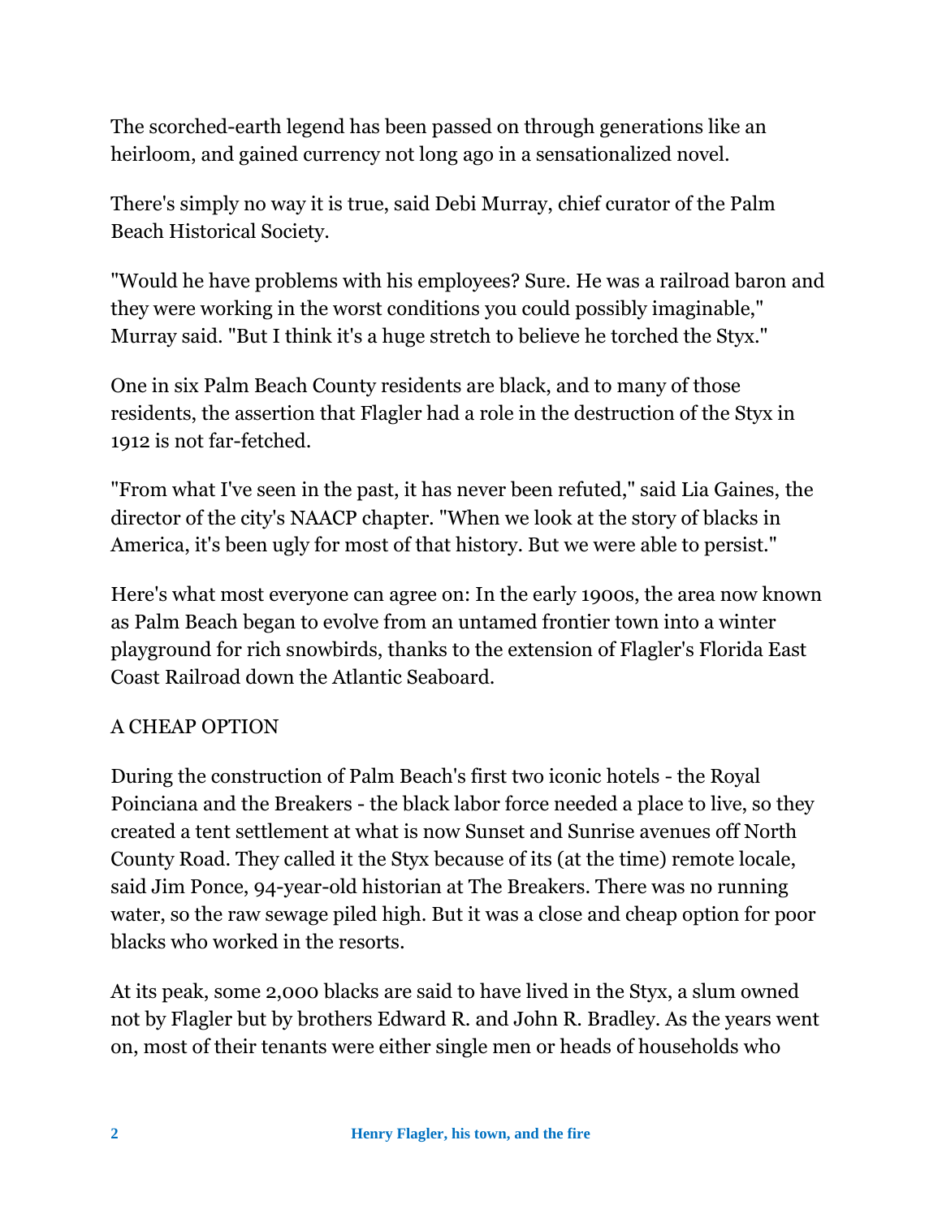The scorched-earth legend has been passed on through generations like an heirloom, and gained currency not long ago in a sensationalized novel.

There's simply no way it is true, said Debi Murray, chief curator of the Palm Beach Historical Society.

"Would he have problems with his employees? Sure. He was a railroad baron and they were working in the worst conditions you could possibly imaginable," Murray said. "But I think it's a huge stretch to believe he torched the Styx."

One in six Palm Beach County residents are black, and to many of those residents, the assertion that Flagler had a role in the destruction of the Styx in 1912 is not far-fetched.

"From what I've seen in the past, it has never been refuted," said Lia Gaines, the director of the city's NAACP chapter. "When we look at the story of blacks in America, it's been ugly for most of that history. But we were able to persist."

Here's what most everyone can agree on: In the early 1900s, the area now known as Palm Beach began to evolve from an untamed frontier town into a winter playground for rich snowbirds, thanks to the extension of Flagler's Florida East Coast Railroad down the Atlantic Seaboard.

## A CHEAP OPTION

During the construction of Palm Beach's first two iconic hotels - the Royal Poinciana and the Breakers - the black labor force needed a place to live, so they created a tent settlement at what is now Sunset and Sunrise avenues off North County Road. They called it the Styx because of its (at the time) remote locale, said Jim Ponce, 94-year-old historian at The Breakers. There was no running water, so the raw sewage piled high. But it was a close and cheap option for poor blacks who worked in the resorts.

At its peak, some 2,000 blacks are said to have lived in the Styx, a slum owned not by Flagler but by brothers Edward R. and John R. Bradley. As the years went on, most of their tenants were either single men or heads of households who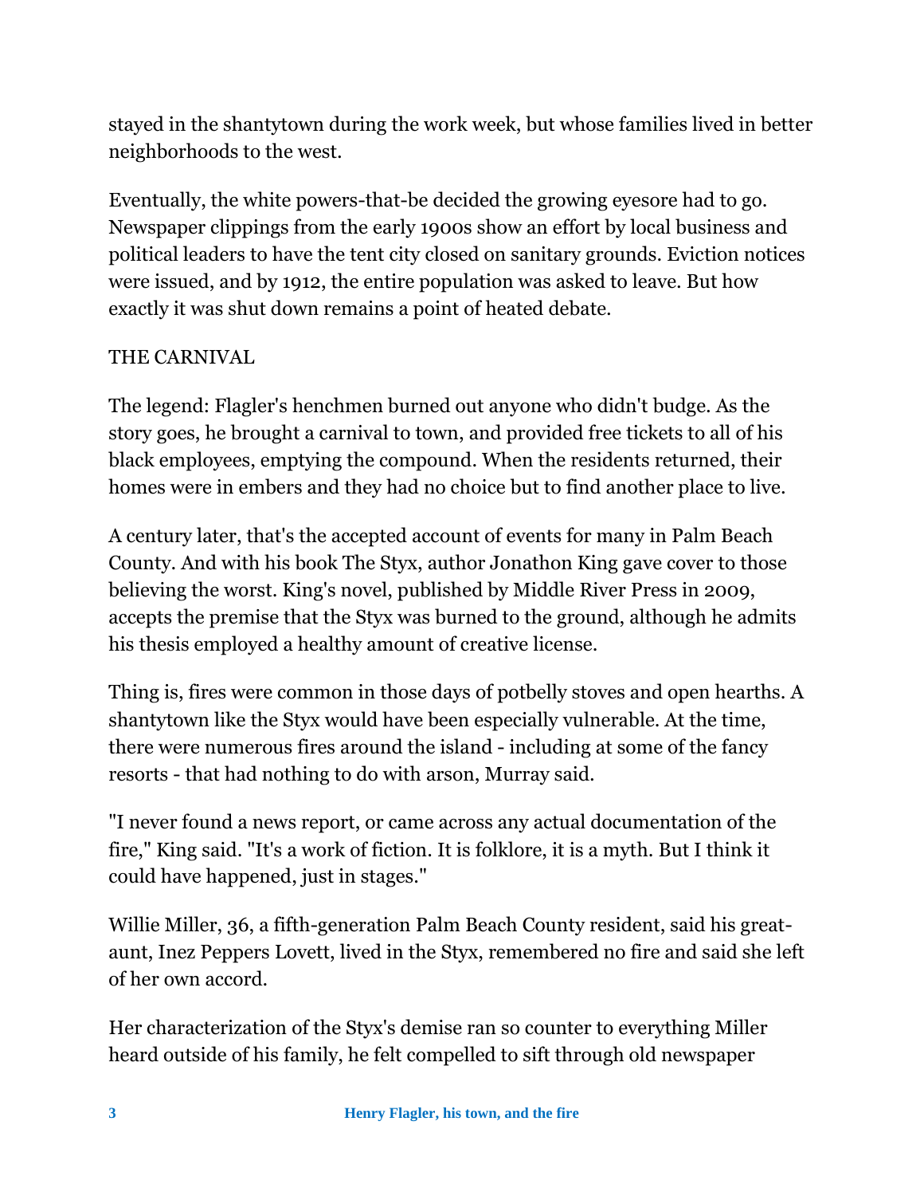stayed in the shantytown during the work week, but whose families lived in better neighborhoods to the west.

Eventually, the white powers-that-be decided the growing eyesore had to go. Newspaper clippings from the early 1900s show an effort by local business and political leaders to have the tent city closed on sanitary grounds. Eviction notices were issued, and by 1912, the entire population was asked to leave. But how exactly it was shut down remains a point of heated debate.

## THE CARNIVAL

The legend: Flagler's henchmen burned out anyone who didn't budge. As the story goes, he brought a carnival to town, and provided free tickets to all of his black employees, emptying the compound. When the residents returned, their homes were in embers and they had no choice but to find another place to live.

A century later, that's the accepted account of events for many in Palm Beach County. And with his book The Styx, author Jonathon King gave cover to those believing the worst. King's novel, published by Middle River Press in 2009, accepts the premise that the Styx was burned to the ground, although he admits his thesis employed a healthy amount of creative license.

Thing is, fires were common in those days of potbelly stoves and open hearths. A shantytown like the Styx would have been especially vulnerable. At the time, there were numerous fires around the island - including at some of the fancy resorts - that had nothing to do with arson, Murray said.

"I never found a news report, or came across any actual documentation of the fire," King said. "It's a work of fiction. It is folklore, it is a myth. But I think it could have happened, just in stages."

Willie Miller, 36, a fifth-generation Palm Beach County resident, said his great-aunt, Inez Peppers Lovett, lived in the Styx, remembered no fire and said she left of her own accord.

Her characterization of the Styx's demise ran so counter to everything Miller heard outside of his family, he felt compelled to sift through old newspaper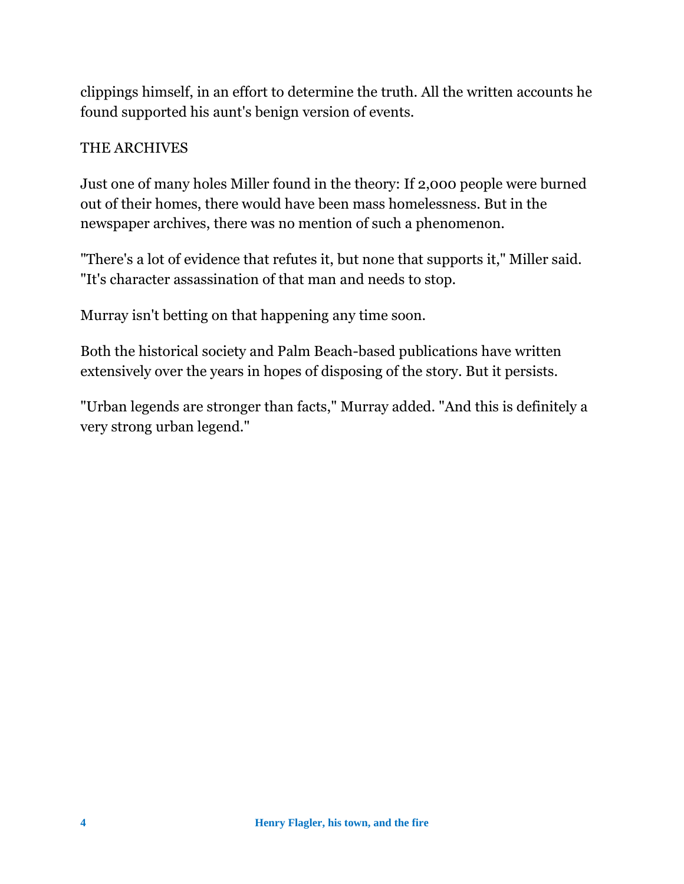clippings himself, in an effort to determine the truth. All the written accounts he found supported his aunt's benign version of events.

## THE ARCHIVES

Just one of many holes Miller found in the theory: If 2,000 people were burned out of their homes, there would have been mass homelessness. But in the newspaper archives, there was no mention of such a phenomenon.

"There's a lot of evidence that refutes it, but none that supports it," Miller said. "It's character assassination of that man and needs to stop.

Murray isn't betting on that happening any time soon.

Both the historical society and Palm Beach-based publications have written extensively over the years in hopes of disposing of the story. But it persists.

"Urban legends are stronger than facts," Murray added. "And this is definitely a very strong urban legend."